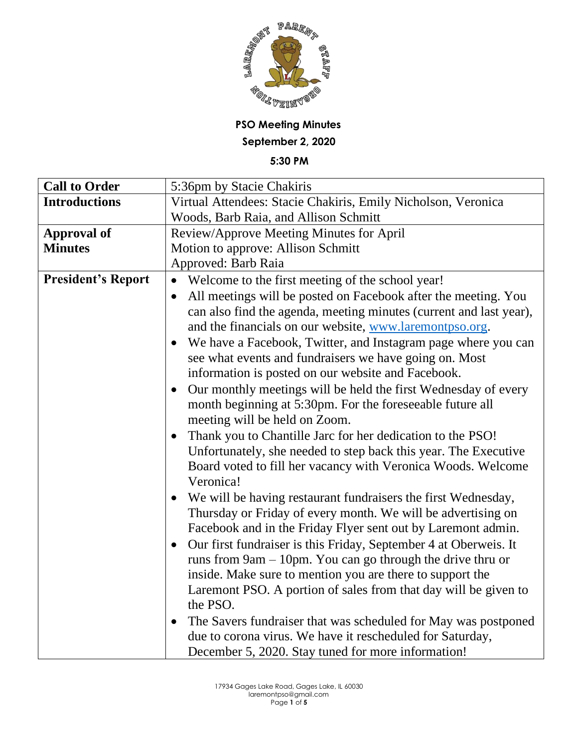**PSO Meeting Minutes**

**September 2, 2020**

**5:30 PM**

| | |
|---|---|
| **Call to Order** | 5:36pm by Stacie Chakiris |
| **Introductions** | Virtual Attendees: Stacie Chakiris, Emily Nicholson, Veronica Woods, Barb Raia, and Allison Schmitt |
| **Approval of Minutes** | Review/Approve Meeting Minutes for April<br>Motion to approve: Allison Schmitt<br>Approved: Barb Raia |
| **President's Report** | • Welcome to the first meeting of the school year!<br>• All meetings will be posted on Facebook after the meeting. You can also find the agenda, meeting minutes (current and last year), and the financials on our website, [www.laremontpso.org](http://www.laremontpso.org).<br>• We have a Facebook, Twitter, and Instagram page where you can see what events and fundraisers we have going on. Most information is posted on our website and Facebook.<br>• Our monthly meetings will be held the first Wednesday of every month beginning at 5:30pm. For the foreseeable future all meeting will be held on Zoom.<br>• Thank you to Chantille Jarc for her dedication to the PSO! Unfortunately, she needed to step back this year. The Executive Board voted to fill her vacancy with Veronica Woods. Welcome Veronica!<br>• We will be having restaurant fundraisers the first Wednesday, Thursday or Friday of every month. We will be advertising on Facebook and in the Friday Flyer sent out by Laremont admin.<br>• Our first fundraiser is this Friday, September 4 at Oberweis. It runs from 9am – 10pm. You can go through the drive thru or inside. Make sure to mention you are there to support the Laremont PSO. A portion of sales from that day will be given to the PSO.<br>• The Savers fundraiser that was scheduled for May was postponed due to corona virus. We have it rescheduled for Saturday, December 5, 2020. Stay tuned for more information! |

17934 Gages Lake Road, Gages Lake, IL 60030
laremontpso@gmail.com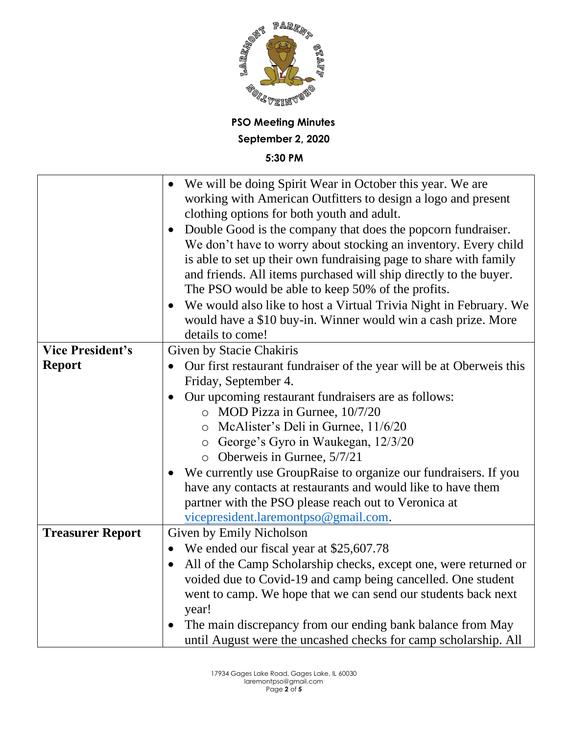**PSO Meeting Minutes**

**September 2, 2020**

**5:30 PM**

| | |
|---|---|
| | • We will be doing Spirit Wear in October this year. We are working with American Outfitters to design a logo and present clothing options for both youth and adult.<br>• Double Good is the company that does the popcorn fundraiser. We don't have to worry about stocking an inventory. Every child is able to set up their own fundraising page to share with family and friends. All items purchased will ship directly to the buyer. The PSO would be able to keep 50% of the profits.<br>• We would also like to host a Virtual Trivia Night in February. We would have a $10 buy-in. Winner would win a cash prize. More details to come! |
| **Vice President's Report** | Given by Stacie Chakiris<br>• Our first restaurant fundraiser of the year will be at Oberweis this Friday, September 4.<br>• Our upcoming restaurant fundraisers are as follows:<br>&nbsp;&nbsp;&nbsp;&nbsp;○ MOD Pizza in Gurnee, 10/7/20<br>&nbsp;&nbsp;&nbsp;&nbsp;○ McAlister's Deli in Gurnee, 11/6/20<br>&nbsp;&nbsp;&nbsp;&nbsp;○ George's Gyro in Waukegan, 12/3/20<br>&nbsp;&nbsp;&nbsp;&nbsp;○ Oberweis in Gurnee, 5/7/21<br>• We currently use GroupRaise to organize our fundraisers. If you have any contacts at restaurants and would like to have them partner with the PSO please reach out to Veronica at vicepresident.laremontpso@gmail.com. |
| **Treasurer Report** | Given by Emily Nicholson<br>• We ended our fiscal year at $25,607.78<br>• All of the Camp Scholarship checks, except one, were returned or voided due to Covid-19 and camp being cancelled. One student went to camp. We hope that we can send our students back next year!<br>• The main discrepancy from our ending bank balance from May until August were the uncashed checks for camp scholarship. All |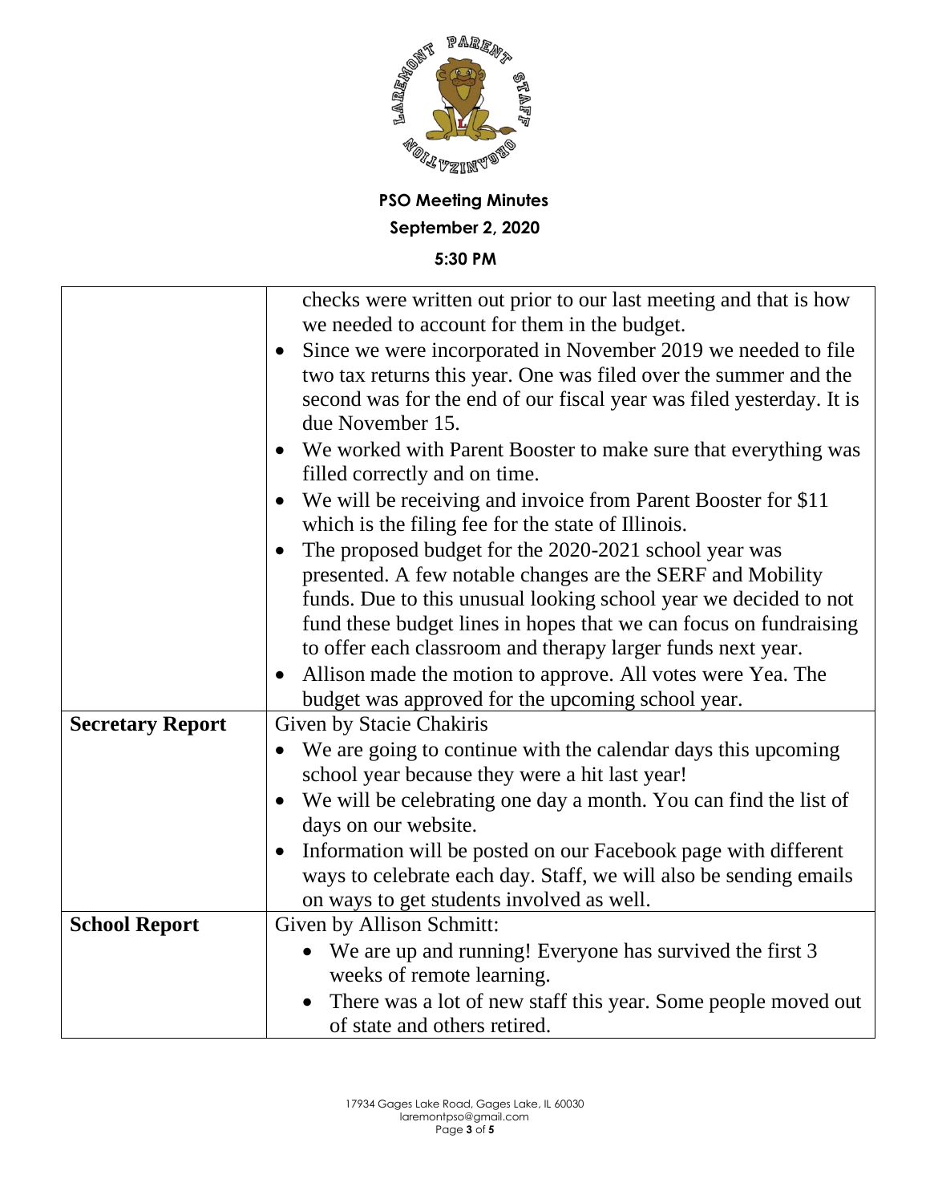**PSO Meeting Minutes**

**September 2, 2020**

**5:30 PM**

| | |
|---|---|
| | checks were written out prior to our last meeting and that is how we needed to account for them in the budget.<br>• Since we were incorporated in November 2019 we needed to file two tax returns this year. One was filed over the summer and the second was for the end of our fiscal year was filed yesterday. It is due November 15.<br>• We worked with Parent Booster to make sure that everything was filled correctly and on time.<br>• We will be receiving and invoice from Parent Booster for $11 which is the filing fee for the state of Illinois.<br>• The proposed budget for the 2020-2021 school year was presented. A few notable changes are the SERF and Mobility funds. Due to this unusual looking school year we decided to not fund these budget lines in hopes that we can focus on fundraising to offer each classroom and therapy larger funds next year.<br>• Allison made the motion to approve. All votes were Yea. The budget was approved for the upcoming school year. |
| **Secretary Report** | Given by Stacie Chakiris<br>• We are going to continue with the calendar days this upcoming school year because they were a hit last year!<br>• We will be celebrating one day a month. You can find the list of days on our website.<br>• Information will be posted on our Facebook page with different ways to celebrate each day. Staff, we will also be sending emails on ways to get students involved as well. |
| **School Report** | Given by Allison Schmitt:<br>• We are up and running! Everyone has survived the first 3 weeks of remote learning.<br>• There was a lot of new staff this year. Some people moved out of state and others retired. |

17934 Gages Lake Road, Gages Lake, IL 60030
laremontpso@gmail.com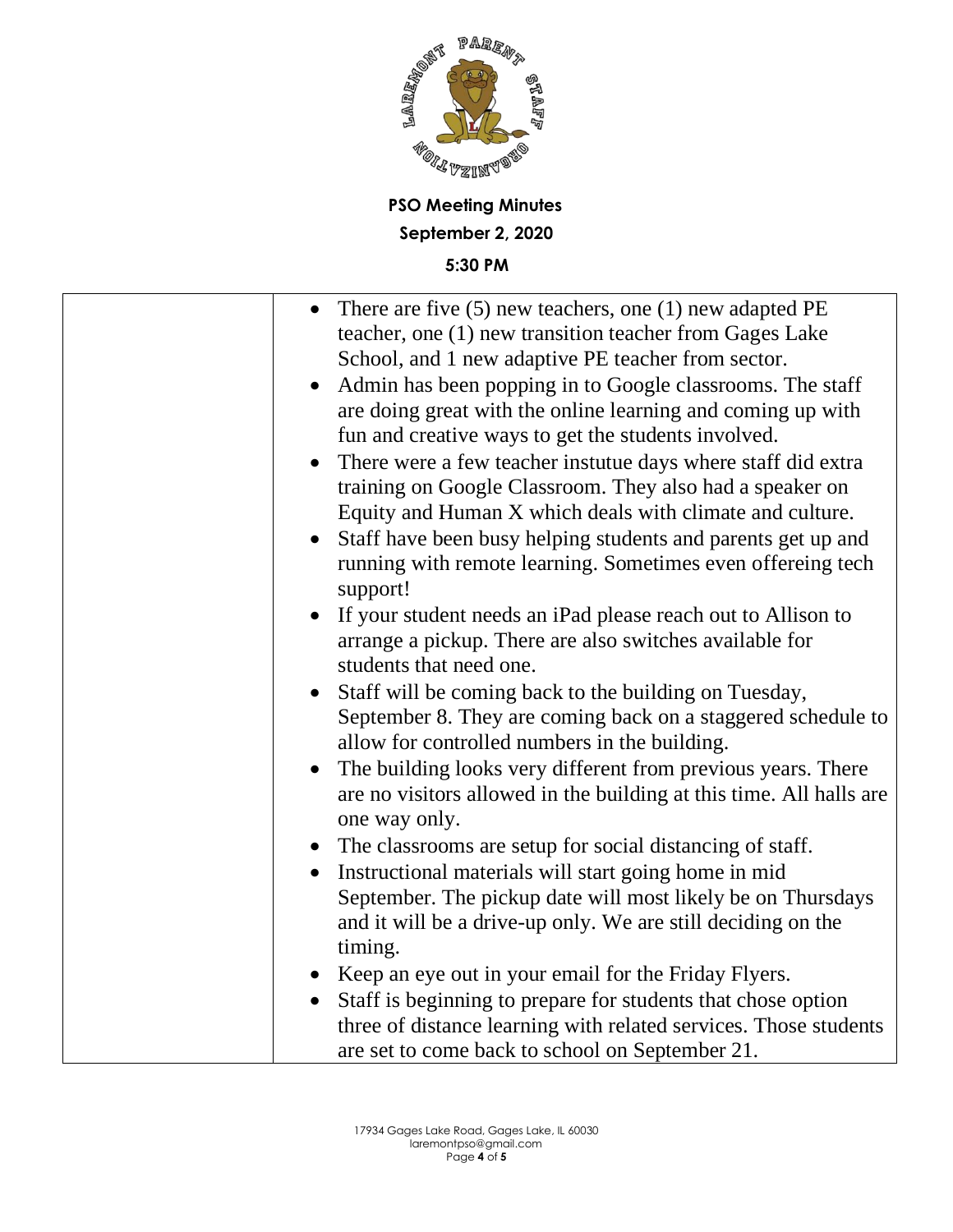**PSO Meeting Minutes**

**September 2, 2020**

**5:30 PM**

| | |
|---|---|
| | • There are five (5) new teachers, one (1) new adapted PE teacher, one (1) new transition teacher from Gages Lake School, and 1 new adaptive PE teacher from sector.<br>• Admin has been popping in to Google classrooms. The staff are doing great with the online learning and coming up with fun and creative ways to get the students involved.<br>• There were a few teacher instutue days where staff did extra training on Google Classroom. They also had a speaker on Equity and Human X which deals with climate and culture.<br>• Staff have been busy helping students and parents get up and running with remote learning. Sometimes even offereing tech support!<br>• If your student needs an iPad please reach out to Allison to arrange a pickup. There are also switches available for students that need one.<br>• Staff will be coming back to the building on Tuesday, September 8. They are coming back on a staggered schedule to allow for controlled numbers in the building.<br>• The building looks very different from previous years. There are no visitors allowed in the building at this time. All halls are one way only.<br>• The classrooms are setup for social distancing of staff.<br>• Instructional materials will start going home in mid September. The pickup date will most likely be on Thursdays and it will be a drive-up only. We are still deciding on the timing.<br>• Keep an eye out in your email for the Friday Flyers.<br>• Staff is beginning to prepare for students that chose option three of distance learning with related services. Those students are set to come back to school on September 21. |

17934 Gages Lake Road, Gages Lake, IL 60030
laremontpso@gmail.com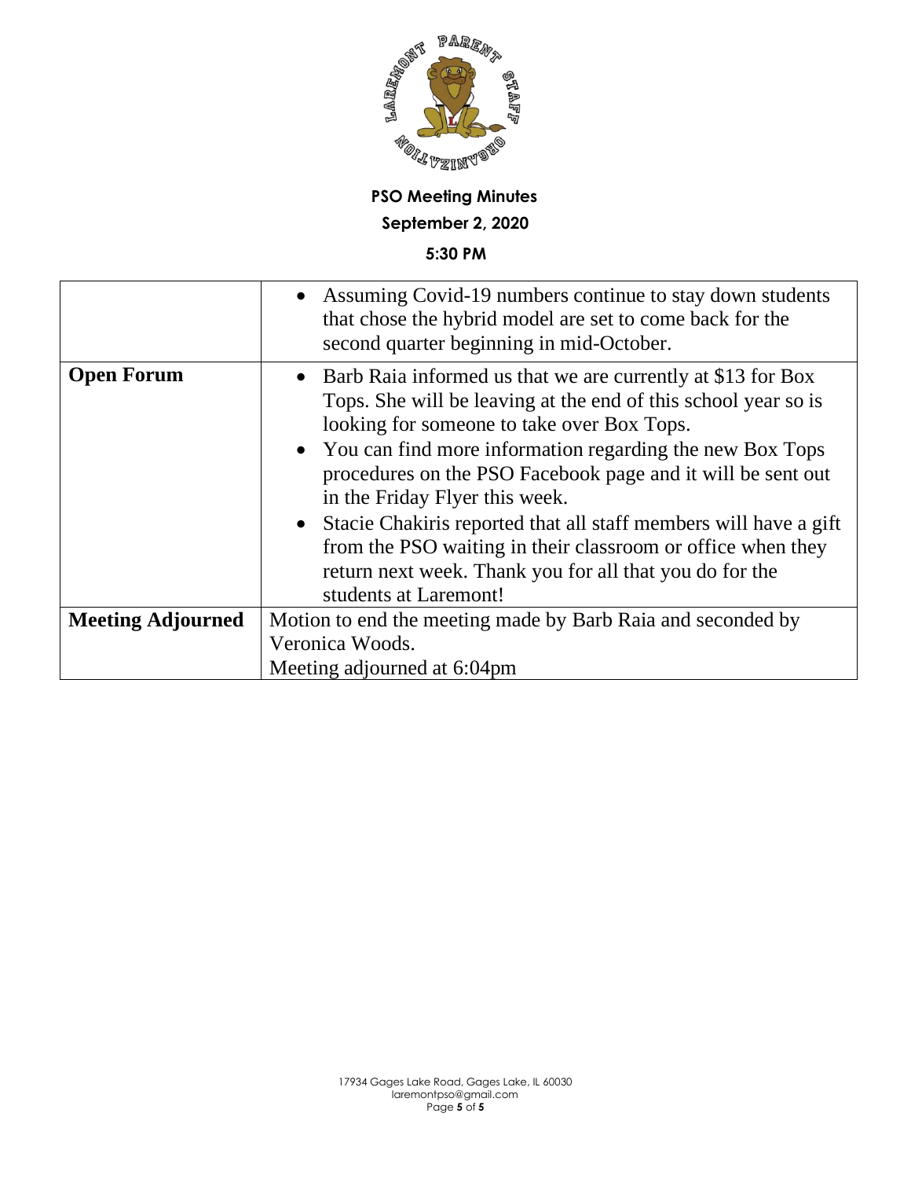**PSO Meeting Minutes**

**September 2, 2020**

**5:30 PM**

| | |
|---|---|
| | • Assuming Covid-19 numbers continue to stay down students that chose the hybrid model are set to come back for the second quarter beginning in mid-October. |
| **Open Forum** | • Barb Raia informed us that we are currently at $13 for Box Tops. She will be leaving at the end of this school year so is looking for someone to take over Box Tops. <br> • You can find more information regarding the new Box Tops procedures on the PSO Facebook page and it will be sent out in the Friday Flyer this week. <br> • Stacie Chakiris reported that all staff members will have a gift from the PSO waiting in their classroom or office when they return next week. Thank you for all that you do for the students at Laremont! |
| **Meeting Adjourned** | Motion to end the meeting made by Barb Raia and seconded by Veronica Woods. <br> Meeting adjourned at 6:04pm |

17934 Gages Lake Road, Gages Lake, IL 60030
laremontpso@gmail.com